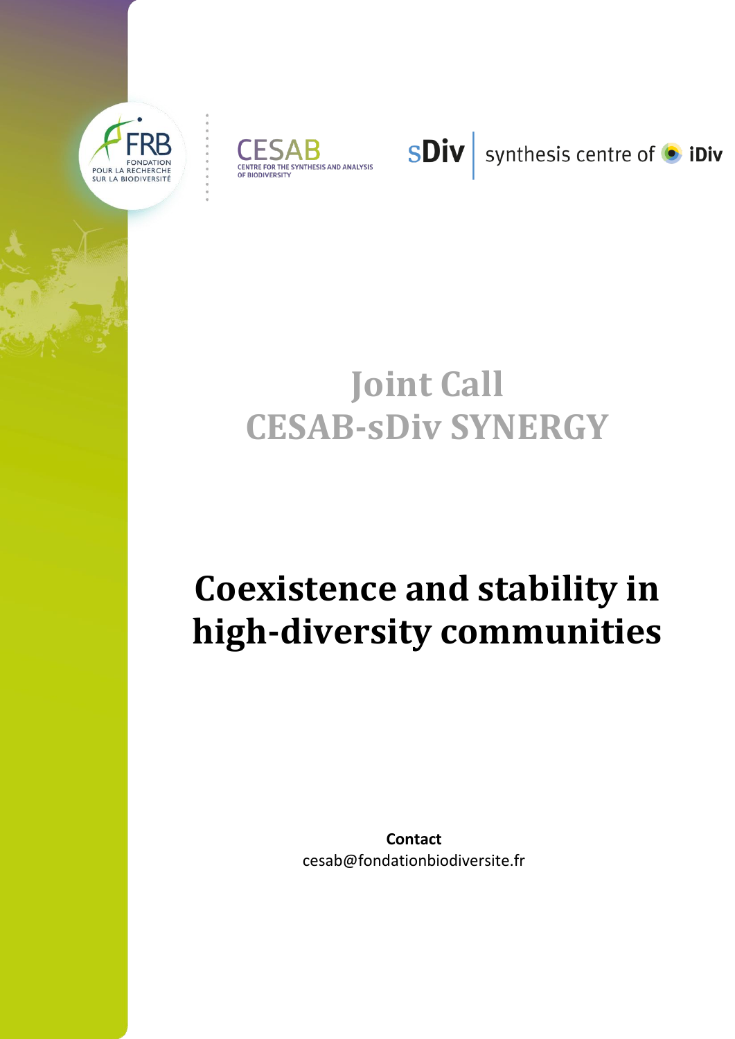# Joint Call
# CESAB-sDiv SYNERGY

# Coexistence and stability in high-diversity communities

**Contact**
cesab@fondationbiodiversite.fr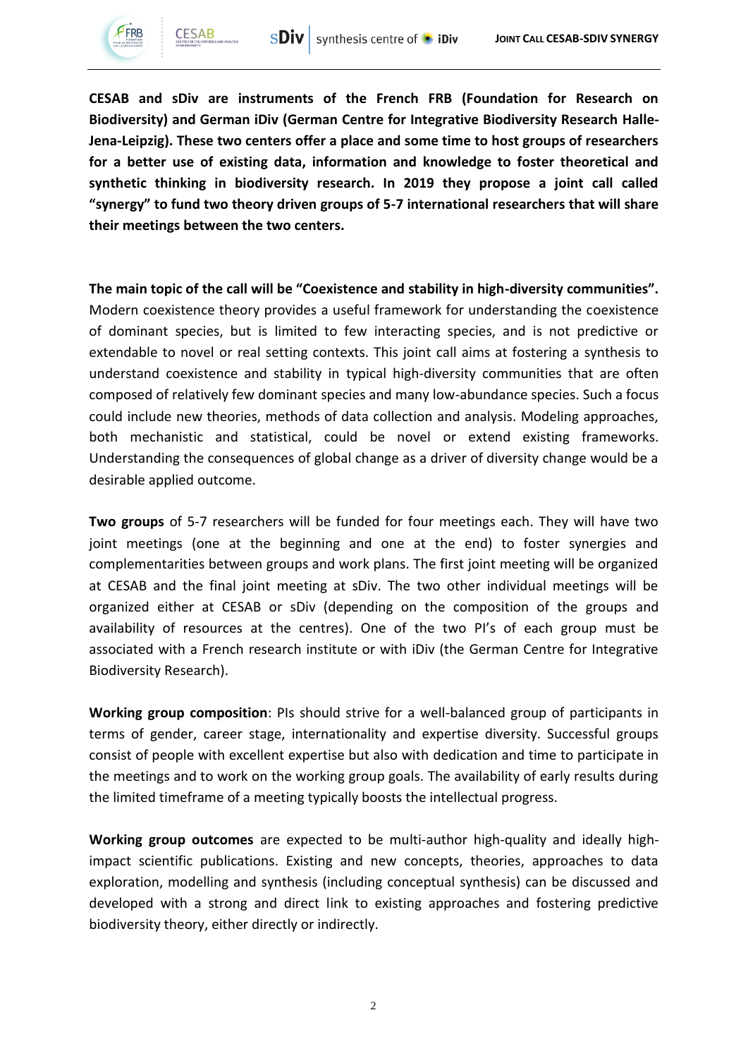**CESAB and sDiv are instruments of the French FRB (Foundation for Research on Biodiversity) and German iDiv (German Centre for Integrative Biodiversity Research Halle-Jena-Leipzig). These two centers offer a place and some time to host groups of researchers for a better use of existing data, information and knowledge to foster theoretical and synthetic thinking in biodiversity research. In 2019 they propose a joint call called "synergy" to fund two theory driven groups of 5-7 international researchers that will share their meetings between the two centers.**

**The main topic of the call will be "Coexistence and stability in high-diversity communities".** Modern coexistence theory provides a useful framework for understanding the coexistence of dominant species, but is limited to few interacting species, and is not predictive or extendable to novel or real setting contexts. This joint call aims at fostering a synthesis to understand coexistence and stability in typical high-diversity communities that are often composed of relatively few dominant species and many low-abundance species. Such a focus could include new theories, methods of data collection and analysis. Modeling approaches, both mechanistic and statistical, could be novel or extend existing frameworks. Understanding the consequences of global change as a driver of diversity change would be a desirable applied outcome.

**Two groups** of 5-7 researchers will be funded for four meetings each. They will have two joint meetings (one at the beginning and one at the end) to foster synergies and complementarities between groups and work plans. The first joint meeting will be organized at CESAB and the final joint meeting at sDiv. The two other individual meetings will be organized either at CESAB or sDiv (depending on the composition of the groups and availability of resources at the centres). One of the two PI's of each group must be associated with a French research institute or with iDiv (the German Centre for Integrative Biodiversity Research).

**Working group composition**: PIs should strive for a well-balanced group of participants in terms of gender, career stage, internationality and expertise diversity. Successful groups consist of people with excellent expertise but also with dedication and time to participate in the meetings and to work on the working group goals. The availability of early results during the limited timeframe of a meeting typically boosts the intellectual progress.

**Working group outcomes** are expected to be multi-author high-quality and ideally high-impact scientific publications. Existing and new concepts, theories, approaches to data exploration, modelling and synthesis (including conceptual synthesis) can be discussed and developed with a strong and direct link to existing approaches and fostering predictive biodiversity theory, either directly or indirectly.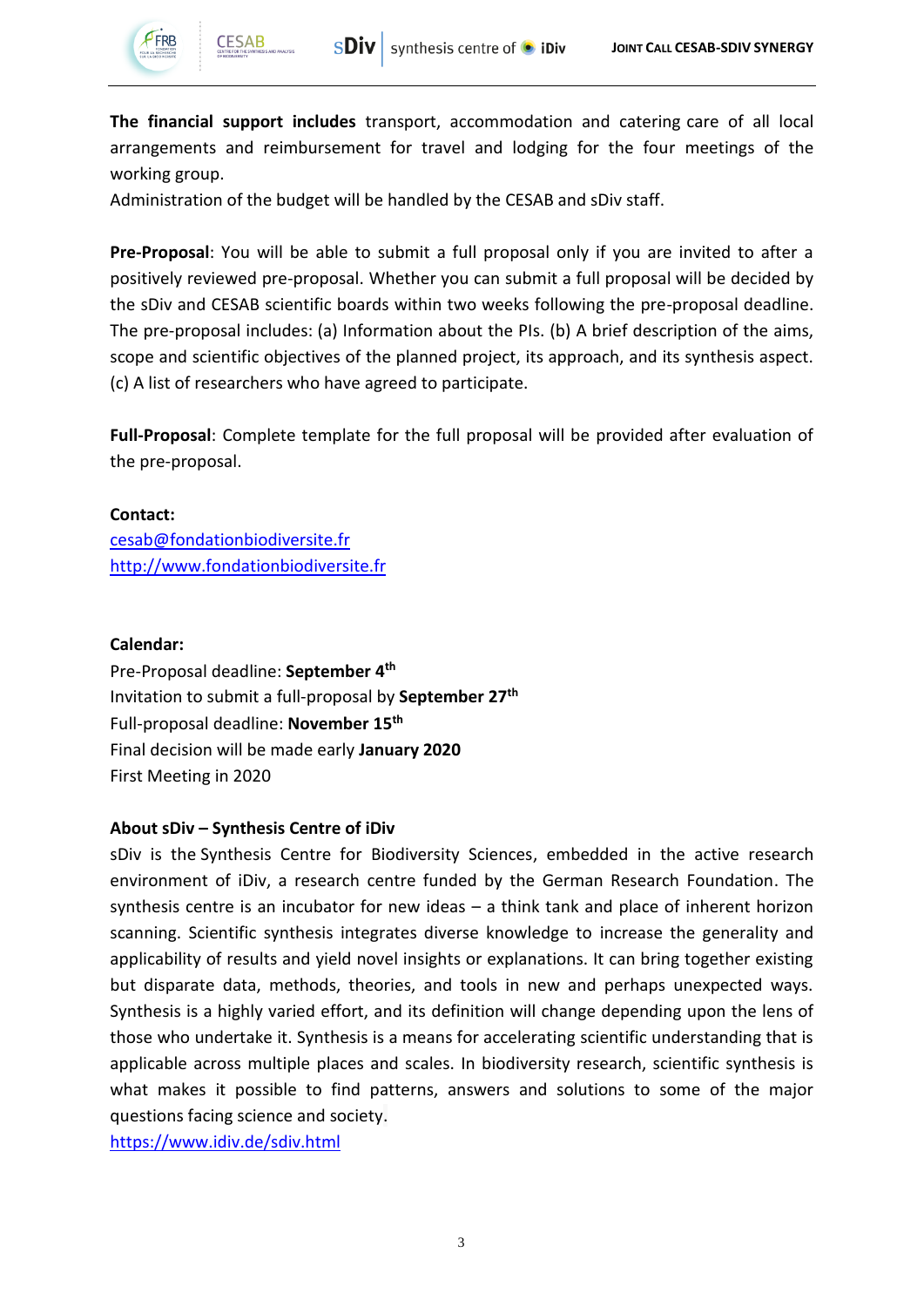**The financial support includes** transport, accommodation and catering care of all local arrangements and reimbursement for travel and lodging for the four meetings of the working group.

Administration of the budget will be handled by the CESAB and sDiv staff.

**Pre-Proposal**: You will be able to submit a full proposal only if you are invited to after a positively reviewed pre-proposal. Whether you can submit a full proposal will be decided by the sDiv and CESAB scientific boards within two weeks following the pre-proposal deadline. The pre-proposal includes: (a) Information about the PIs. (b) A brief description of the aims, scope and scientific objectives of the planned project, its approach, and its synthesis aspect. (c) A list of researchers who have agreed to participate.

**Full-Proposal**: Complete template for the full proposal will be provided after evaluation of the pre-proposal.

**Contact:**
cesab@fondationbiodiversite.fr
http://www.fondationbiodiversite.fr

**Calendar:**
Pre-Proposal deadline: **September 4th**
Invitation to submit a full-proposal by **September 27th**
Full-proposal deadline: **November 15th**
Final decision will be made early **January 2020**
First Meeting in 2020

**About sDiv – Synthesis Centre of iDiv**

sDiv is the Synthesis Centre for Biodiversity Sciences, embedded in the active research environment of iDiv, a research centre funded by the German Research Foundation. The synthesis centre is an incubator for new ideas – a think tank and place of inherent horizon scanning. Scientific synthesis integrates diverse knowledge to increase the generality and applicability of results and yield novel insights or explanations. It can bring together existing but disparate data, methods, theories, and tools in new and perhaps unexpected ways. Synthesis is a highly varied effort, and its definition will change depending upon the lens of those who undertake it. Synthesis is a means for accelerating scientific understanding that is applicable across multiple places and scales. In biodiversity research, scientific synthesis is what makes it possible to find patterns, answers and solutions to some of the major questions facing science and society.
https://www.idiv.de/sdiv.html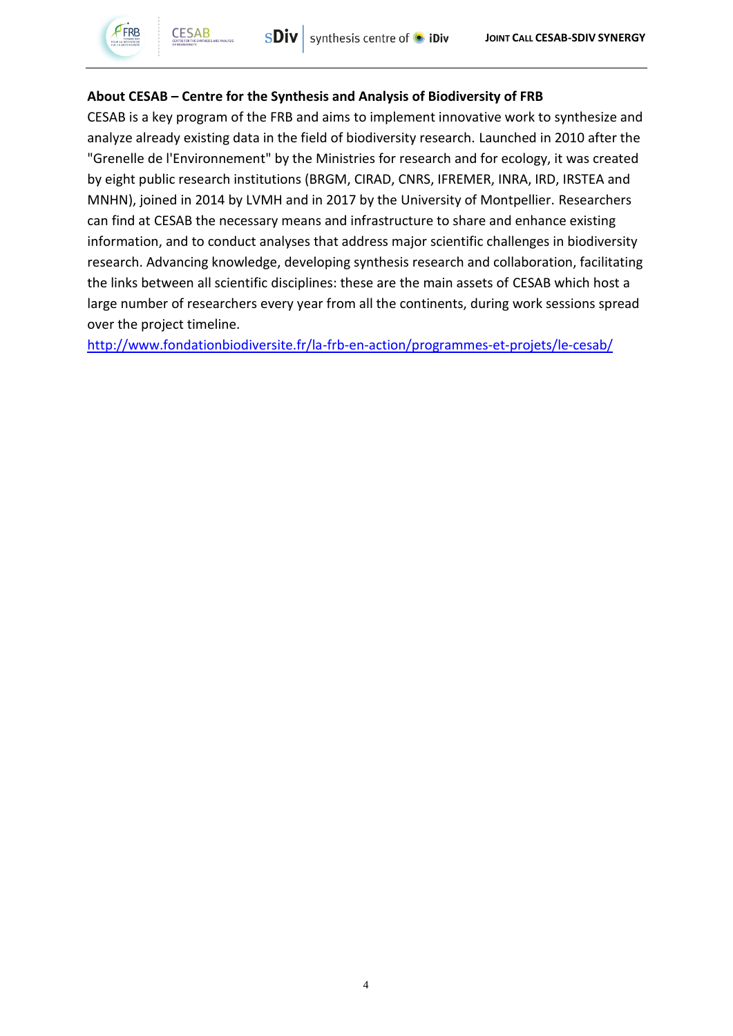**About CESAB – Centre for the Synthesis and Analysis of Biodiversity of FRB**

CESAB is a key program of the FRB and aims to implement innovative work to synthesize and analyze already existing data in the field of biodiversity research. Launched in 2010 after the "Grenelle de l'Environnement" by the Ministries for research and for ecology, it was created by eight public research institutions (BRGM, CIRAD, CNRS, IFREMER, INRA, IRD, IRSTEA and MNHN), joined in 2014 by LVMH and in 2017 by the University of Montpellier. Researchers can find at CESAB the necessary means and infrastructure to share and enhance existing information, and to conduct analyses that address major scientific challenges in biodiversity research. Advancing knowledge, developing synthesis research and collaboration, facilitating the links between all scientific disciplines: these are the main assets of CESAB which host a large number of researchers every year from all the continents, during work sessions spread over the project timeline.

http://www.fondationbiodiversite.fr/la-frb-en-action/programmes-et-projets/le-cesab/